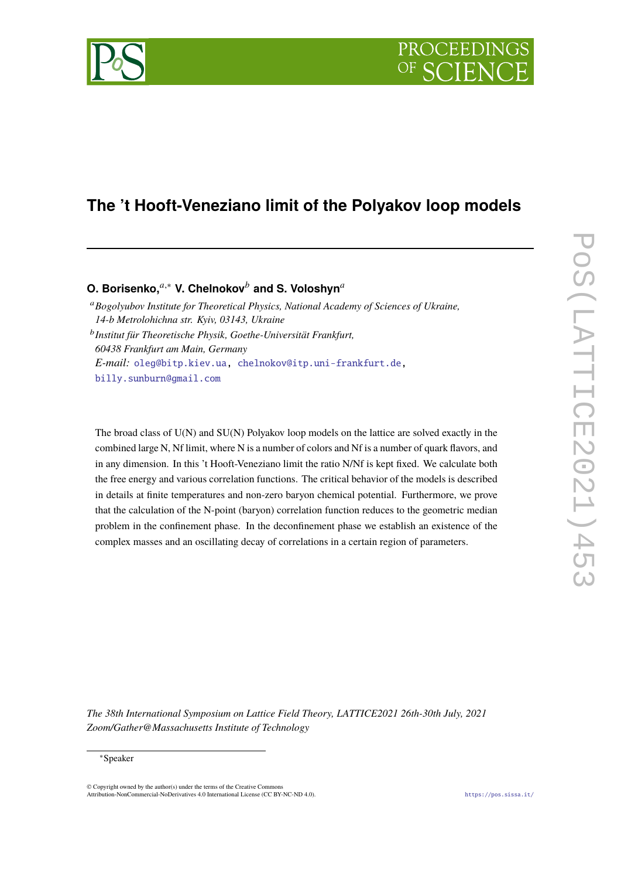# The 't Hooft-Veneziano limit of the Polyakov loop models

**O. Borisenko,**[a,*] **V. Chelnokov**[b] **and S. Voloshyn**[a]

[a] *Bogolyubov Institute for Theoretical Physics, National Academy of Sciences of Ukraine, 14-b Metrolohichna str. Kyiv, 03143, Ukraine*

[b] *Institut für Theoretische Physik, Goethe-Universität Frankfurt, 60438 Frankfurt am Main, Germany*

*E-mail:* oleg@bitp.kiev.ua, chelnokov@itp.uni-frankfurt.de, billy.sunburn@gmail.com

The broad class of U(N) and SU(N) Polyakov loop models on the lattice are solved exactly in the combined large N, Nf limit, where N is a number of colors and Nf is a number of quark flavors, and in any dimension. In this 't Hooft-Veneziano limit the ratio N/Nf is kept fixed. We calculate both the free energy and various correlation functions. The critical behavior of the models is described in details at finite temperatures and non-zero baryon chemical potential. Furthermore, we prove that the calculation of the N-point (baryon) correlation function reduces to the geometric median problem in the confinement phase. In the deconfinement phase we establish an existence of the complex masses and an oscillating decay of correlations in a certain region of parameters.

*The 38th International Symposium on Lattice Field Theory, LATTICE2021 26th-30th July, 2021 Zoom/Gather@Massachusetts Institute of Technology*

[*] Speaker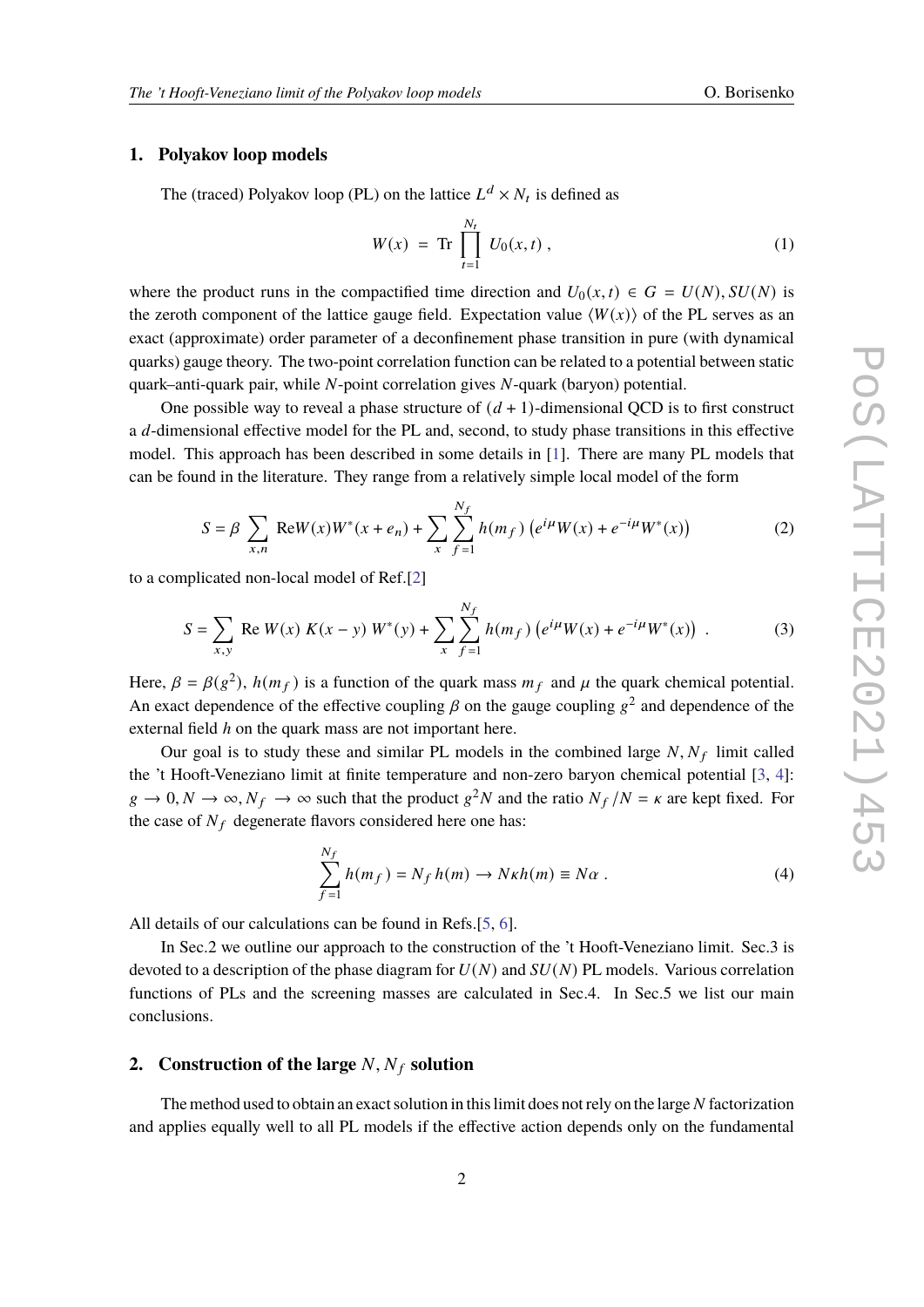## 1. Polyakov loop models

The (traced) Polyakov loop (PL) on the lattice $L^d \times N_t$ is defined as

$$W(x) \ = \ \mathrm{Tr} \prod_{t=1}^{N_t} U_0(x,t) \ , \tag{1}$$

where the product runs in the compactified time direction and $U_0(x,t) \in G = U(N), SU(N)$ is the zeroth component of the lattice gauge field. Expectation value $\langle W(x) \rangle$ of the PL serves as an exact (approximate) order parameter of a deconfinement phase transition in pure (with dynamical quarks) gauge theory. The two-point correlation function can be related to a potential between static quark–anti-quark pair, while $N$-point correlation gives $N$-quark (baryon) potential.

One possible way to reveal a phase structure of $(d+1)$-dimensional QCD is to first construct a $d$-dimensional effective model for the PL and, second, to study phase transitions in this effective model. This approach has been described in some details in [1]. There are many PL models that can be found in the literature. They range from a relatively simple local model of the form

$$S = \beta \sum_{x,n} \mathrm{Re} W(x) W^*(x+e_n) + \sum_x \sum_{f=1}^{N_f} h(m_f) \left( e^{i\mu} W(x) + e^{-i\mu} W^*(x) \right) \tag{2}$$

to a complicated non-local model of Ref.[2]

$$S = \sum_{x,y} \ \mathrm{Re} \ W(x) \ K(x-y) \ W^*(y) + \sum_x \sum_{f=1}^{N_f} h(m_f) \left( e^{i\mu} W(x) + e^{-i\mu} W^*(x) \right) \ . \tag{3}$$

Here, $\beta = \beta(g^2)$, $h(m_f)$ is a function of the quark mass $m_f$ and $\mu$ the quark chemical potential. An exact dependence of the effective coupling $\beta$ on the gauge coupling $g^2$ and dependence of the external field $h$ on the quark mass are not important here.

Our goal is to study these and similar PL models in the combined large $N, N_f$ limit called the 't Hooft-Veneziano limit at finite temperature and non-zero baryon chemical potential [3, 4]: $g \to 0, N \to \infty, N_f \to \infty$ such that the product $g^2 N$ and the ratio $N_f / N = \kappa$ are kept fixed. For the case of $N_f$ degenerate flavors considered here one has:

$$\sum_{f=1}^{N_f} h(m_f) = N_f \, h(m) \to N \kappa h(m) \equiv N \alpha \ . \tag{4}$$

All details of our calculations can be found in Refs.[5, 6].

In Sec.2 we outline our approach to the construction of the 't Hooft-Veneziano limit. Sec.3 is devoted to a description of the phase diagram for $U(N)$ and $SU(N)$ PL models. Various correlation functions of PLs and the screening masses are calculated in Sec.4. In Sec.5 we list our main conclusions.

## 2. Construction of the large $N, N_f$ solution

The method used to obtain an exact solution in this limit does not rely on the large $N$ factorization and applies equally well to all PL models if the effective action depends only on the fundamental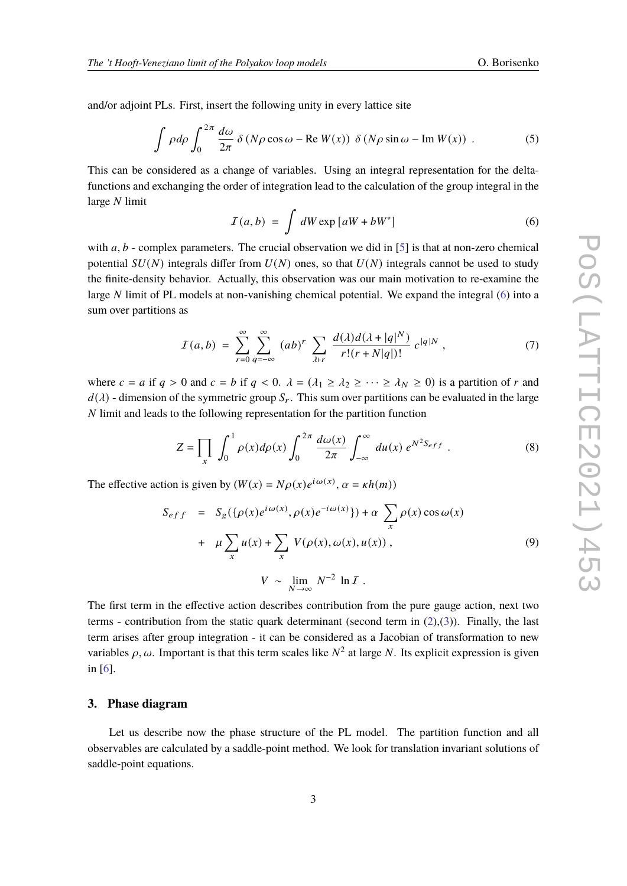and/or adjoint PLs. First, insert the following unity in every lattice site

$$\int \rho d\rho \int_0^{2\pi} \frac{d\omega}{2\pi} \, \delta\left(N\rho\cos\omega - \mathrm{Re}\, W(x)\right) \, \delta\left(N\rho\sin\omega - \mathrm{Im}\, W(x)\right) \, . \tag{5}$$

This can be considered as a change of variables. Using an integral representation for the delta-functions and exchanging the order of integration lead to the calculation of the group integral in the large $N$ limit

$$\mathcal{I}(a,b) \; = \; \int dW \exp\left[aW + bW^*\right] \tag{6}$$

with $a, b$ - complex parameters. The crucial observation we did in [5] is that at non-zero chemical potential $SU(N)$ integrals differ from $U(N)$ ones, so that $U(N)$ integrals cannot be used to study the finite-density behavior. Actually, this observation was our main motivation to re-examine the large $N$ limit of PL models at non-vanishing chemical potential. We expand the integral (6) into a sum over partitions as

$$\mathcal{I}(a,b) \; = \; \sum_{r=0}^{\infty} \sum_{q=-\infty}^{\infty} \, (ab)^r \, \sum_{\lambda \vdash r} \frac{d(\lambda) d(\lambda + |q|^N)}{r!(r+N|q|)!} \, c^{|q|N} \, , \tag{7}$$

where $c = a$ if $q > 0$ and $c = b$ if $q < 0$. $\lambda = (\lambda_1 \geq \lambda_2 \geq \cdots \geq \lambda_N \geq 0)$ is a partition of $r$ and $d(\lambda)$ - dimension of the symmetric group $S_r$. This sum over partitions can be evaluated in the large $N$ limit and leads to the following representation for the partition function

$$Z = \prod_x \int_0^1 \rho(x) d\rho(x) \int_0^{2\pi} \frac{d\omega(x)}{2\pi} \int_{-\infty}^{\infty} du(x) \, e^{N^2 S_{eff}} \, . \tag{8}$$

The effective action is given by ($W(x) = N\rho(x)e^{i\omega(x)}$, $\alpha = \kappa h(m)$)

$$\begin{aligned} S_{eff} \;\; &= \;\; S_g(\{\rho(x)e^{i\omega(x)}, \rho(x)e^{-i\omega(x)}\}) + \alpha \sum_x \rho(x)\cos\omega(x) \\ &+ \;\; \mu \sum_x u(x) + \sum_x \; V(\rho(x), \omega(x), u(x)) \, , \end{aligned} \tag{9}$$

$$V \; \sim \; \lim_{N\to\infty} \; N^{-2} \; \ln \mathcal{I} \; .$$

The first term in the effective action describes contribution from the pure gauge action, next two terms - contribution from the static quark determinant (second term in (2),(3)). Finally, the last term arises after group integration - it can be considered as a Jacobian of transformation to new variables $\rho, \omega$. Important is that this term scales like $N^2$ at large $N$. Its explicit expression is given in [6].

## 3. Phase diagram

Let us describe now the phase structure of the PL model. The partition function and all observables are calculated by a saddle-point method. We look for translation invariant solutions of saddle-point equations.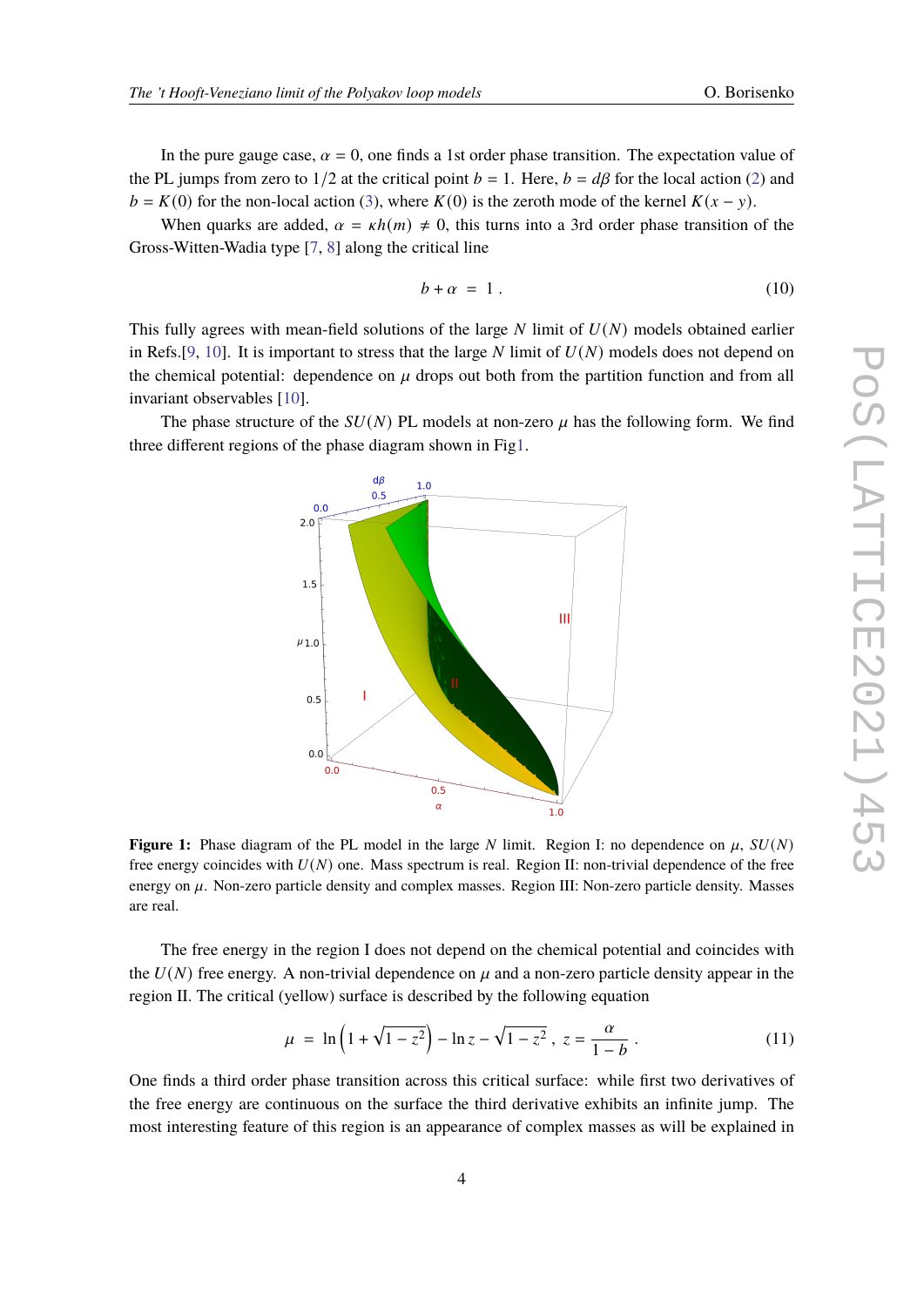In the pure gauge case, $\alpha = 0$, one finds a 1st order phase transition. The expectation value of the PL jumps from zero to $1/2$ at the critical point $b = 1$. Here, $b = d\beta$ for the local action (2) and $b = K(0)$ for the non-local action (3), where $K(0)$ is the zeroth mode of the kernel $K(x - y)$.

When quarks are added, $\alpha = \kappa h(m) \neq 0$, this turns into a 3rd order phase transition of the Gross-Witten-Wadia type [7, 8] along the critical line

$$b + \alpha \ = \ 1 \ . \tag{10}$$

This fully agrees with mean-field solutions of the large $N$ limit of $U(N)$ models obtained earlier in Refs.[9, 10]. It is important to stress that the large $N$ limit of $U(N)$ models does not depend on the chemical potential: dependence on $\mu$ drops out both from the partition function and from all invariant observables [10].

The phase structure of the $SU(N)$ PL models at non-zero $\mu$ has the following form. We find three different regions of the phase diagram shown in Fig1.

**Figure 1:** Phase diagram of the PL model in the large $N$ limit. Region I: no dependence on $\mu$, $SU(N)$ free energy coincides with $U(N)$ one. Mass spectrum is real. Region II: non-trivial dependence of the free energy on $\mu$. Non-zero particle density and complex masses. Region III: Non-zero particle density. Masses are real.

The free energy in the region I does not depend on the chemical potential and coincides with the $U(N)$ free energy. A non-trivial dependence on $\mu$ and a non-zero particle density appear in the region II. The critical (yellow) surface is described by the following equation

$$\mu \ = \ \ln\left(1 + \sqrt{1 - z^2}\right) - \ln z - \sqrt{1 - z^2} \ , \ z = \frac{\alpha}{1 - b} \ . \tag{11}$$

One finds a third order phase transition across this critical surface: while first two derivatives of the free energy are continuous on the surface the third derivative exhibits an infinite jump. The most interesting feature of this region is an appearance of complex masses as will be explained in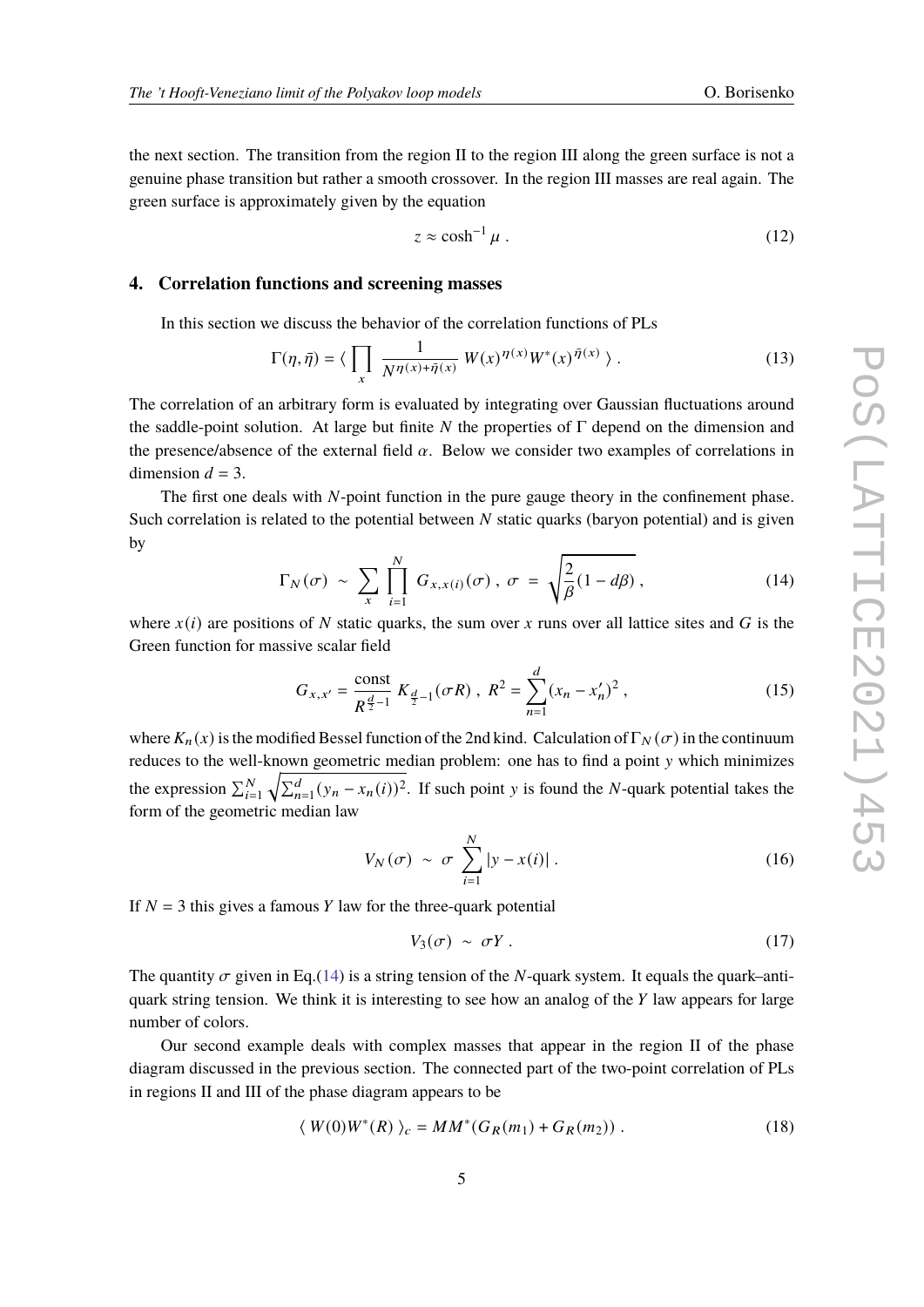the next section. The transition from the region II to the region III along the green surface is not a genuine phase transition but rather a smooth crossover. In the region III masses are real again. The green surface is approximately given by the equation

$$z \approx \cosh^{-1} \mu \ . \tag{12}$$

## 4. Correlation functions and screening masses

In this section we discuss the behavior of the correlation functions of PLs

$$\Gamma(\eta, \bar{\eta}) = \langle \prod_x \frac{1}{N^{\eta(x)+\bar{\eta}(x)}} \, W(x)^{\eta(x)} W^*(x)^{\bar{\eta}(x)} \rangle \ . \tag{13}$$

The correlation of an arbitrary form is evaluated by integrating over Gaussian fluctuations around the saddle-point solution. At large but finite $N$ the properties of $\Gamma$ depend on the dimension and the presence/absence of the external field $\alpha$. Below we consider two examples of correlations in dimension $d = 3$.

The first one deals with $N$-point function in the pure gauge theory in the confinement phase. Such correlation is related to the potential between $N$ static quarks (baryon potential) and is given by

$$\Gamma_N(\sigma) \ \sim \ \sum_x \prod_{i=1}^{N} G_{x,x(i)}(\sigma) \ , \ \sigma \ = \ \sqrt{\frac{2}{\beta}(1 - d\beta)} \ , \tag{14}$$

where $x(i)$ are positions of $N$ static quarks, the sum over $x$ runs over all lattice sites and $G$ is the Green function for massive scalar field

$$G_{x,x'} = \frac{\text{const}}{R^{\frac{d}{2}-1}} \, K_{\frac{d}{2}-1}(\sigma R) \ , \ R^2 = \sum_{n=1}^{d} (x_n - x'_n)^2 \ , \tag{15}$$

where $K_n(x)$ is the modified Bessel function of the 2nd kind. Calculation of $\Gamma_N(\sigma)$ in the continuum reduces to the well-known geometric median problem: one has to find a point $y$ which minimizes the expression $\sum_{i=1}^{N} \sqrt{\sum_{n=1}^{d} (y_n - x_n(i))^2}$. If such point $y$ is found the $N$-quark potential takes the form of the geometric median law

$$V_N(\sigma) \ \sim \ \sigma \ \sum_{i=1}^{N} |y - x(i)| \ . \tag{16}$$

If $N = 3$ this gives a famous $Y$ law for the three-quark potential

$$V_3(\sigma) \ \sim \ \sigma Y \ . \tag{17}$$

The quantity $\sigma$ given in Eq.(14) is a string tension of the $N$-quark system. It equals the quark–anti-quark string tension. We think it is interesting to see how an analog of the $Y$ law appears for large number of colors.

Our second example deals with complex masses that appear in the region II of the phase diagram discussed in the previous section. The connected part of the two-point correlation of PLs in regions II and III of the phase diagram appears to be

$$\langle \ W(0) W^*(R) \ \rangle_c = M M^* (G_R(m_1) + G_R(m_2)) \ . \tag{18}$$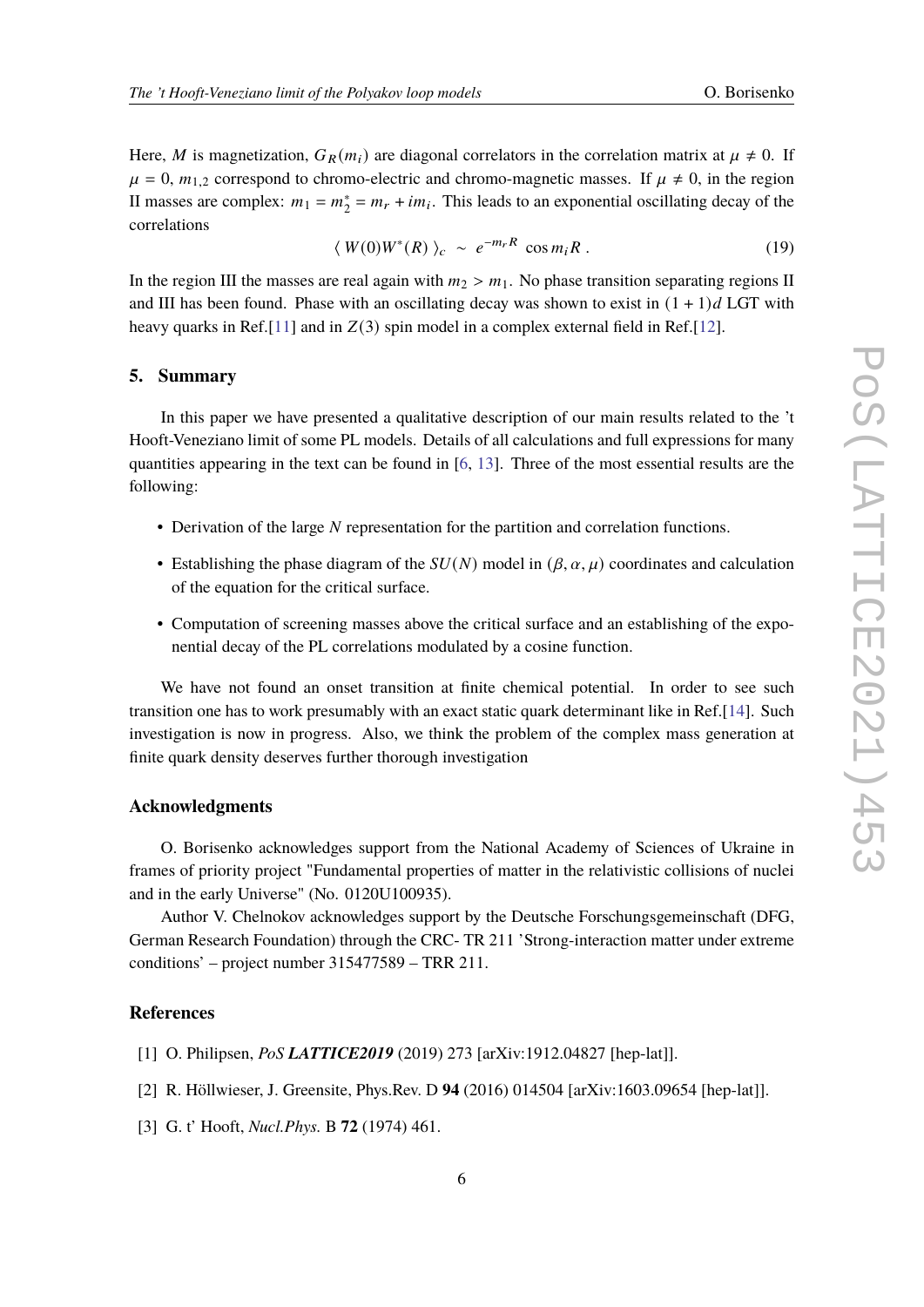Here, $M$ is magnetization, $G_R(m_i)$ are diagonal correlators in the correlation matrix at $\mu \neq 0$. If $\mu = 0$, $m_{1,2}$ correspond to chromo-electric and chromo-magnetic masses. If $\mu \neq 0$, in the region II masses are complex: $m_1 = m_2^* = m_r + im_i$. This leads to an exponential oscillating decay of the correlations

$$\langle\, W(0)W^*(R)\, \rangle_c \ \sim \ e^{-m_r R} \ \cos m_i R \ . \tag{19}$$

In the region III the masses are real again with $m_2 > m_1$. No phase transition separating regions II and III has been found. Phase with an oscillating decay was shown to exist in $(1+1)d$ LGT with heavy quarks in Ref.[11] and in $Z(3)$ spin model in a complex external field in Ref.[12].

## 5. Summary

In this paper we have presented a qualitative description of our main results related to the 't Hooft-Veneziano limit of some PL models. Details of all calculations and full expressions for many quantities appearing in the text can be found in [6, 13]. Three of the most essential results are the following:

- Derivation of the large $N$ representation for the partition and correlation functions.
- Establishing the phase diagram of the $SU(N)$ model in $(\beta, \alpha, \mu)$ coordinates and calculation of the equation for the critical surface.
- Computation of screening masses above the critical surface and an establishing of the exponential decay of the PL correlations modulated by a cosine function.

We have not found an onset transition at finite chemical potential. In order to see such transition one has to work presumably with an exact static quark determinant like in Ref.[14]. Such investigation is now in progress. Also, we think the problem of the complex mass generation at finite quark density deserves further thorough investigation

## Acknowledgments

O. Borisenko acknowledges support from the National Academy of Sciences of Ukraine in frames of priority project "Fundamental properties of matter in the relativistic collisions of nuclei and in the early Universe" (No. 0120U100935).

Author V. Chelnokov acknowledges support by the Deutsche Forschungsgemeinschaft (DFG, German Research Foundation) through the CRC- TR 211 'Strong-interaction matter under extreme conditions' – project number 315477589 – TRR 211.

## References

[1] O. Philipsen, *PoS* ***LATTICE2019*** (2019) 273 [arXiv:1912.04827 [hep-lat]].

[2] R. Höllwieser, J. Greensite, Phys.Rev. D **94** (2016) 014504 [arXiv:1603.09654 [hep-lat]].

[3] G. t' Hooft, *Nucl.Phys.* B **72** (1974) 461.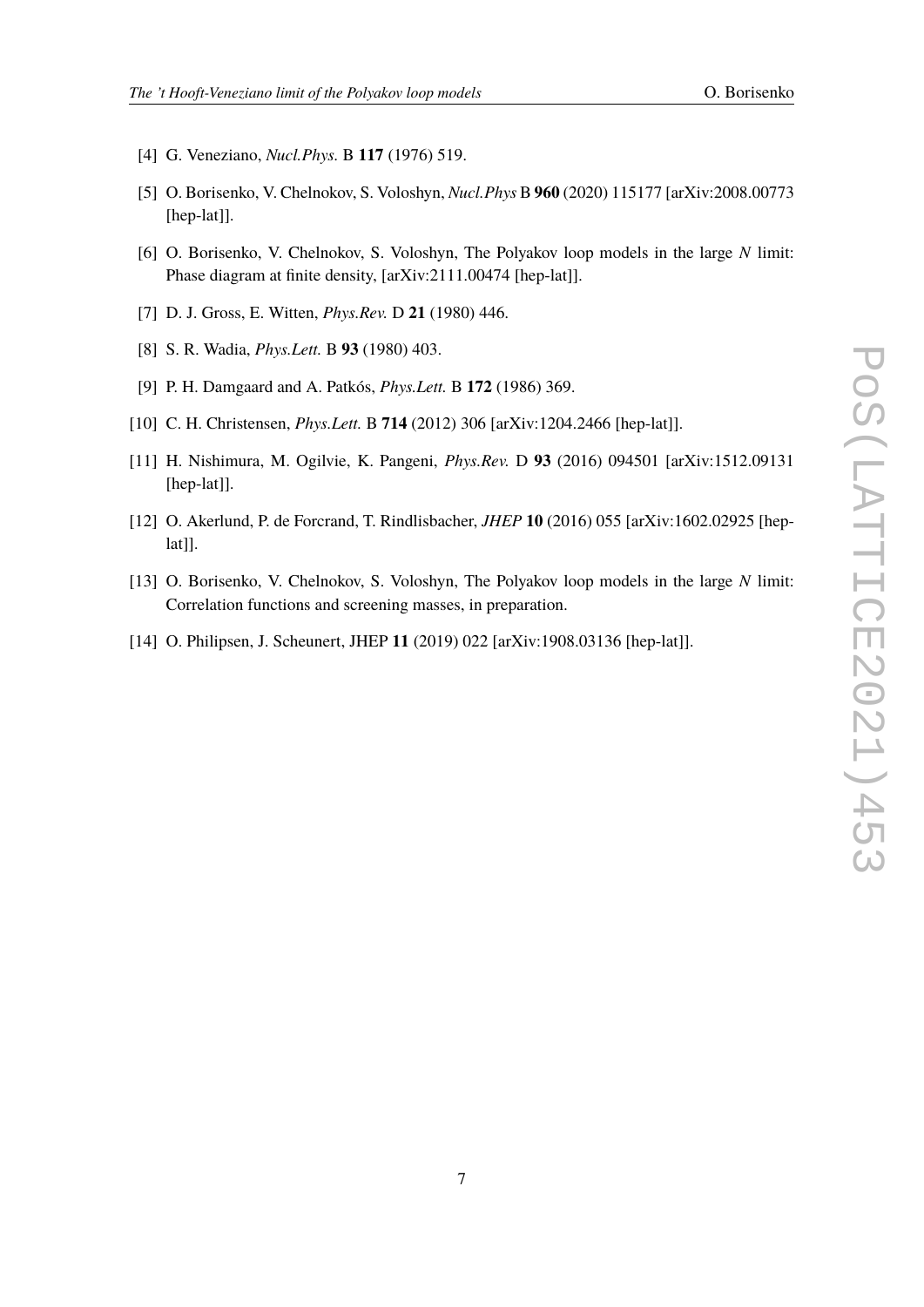[4] G. Veneziano, *Nucl.Phys.* B **117** (1976) 519.

[5] O. Borisenko, V. Chelnokov, S. Voloshyn, *Nucl.Phys* B **960** (2020) 115177 [arXiv:2008.00773 [hep-lat]].

[6] O. Borisenko, V. Chelnokov, S. Voloshyn, The Polyakov loop models in the large $N$ limit: Phase diagram at finite density, [arXiv:2111.00474 [hep-lat]].

[7] D. J. Gross, E. Witten, *Phys.Rev.* D **21** (1980) 446.

[8] S. R. Wadia, *Phys.Lett.* B **93** (1980) 403.

[9] P. H. Damgaard and A. Patkós, *Phys.Lett.* B **172** (1986) 369.

[10] C. H. Christensen, *Phys.Lett.* B **714** (2012) 306 [arXiv:1204.2466 [hep-lat]].

[11] H. Nishimura, M. Ogilvie, K. Pangeni, *Phys.Rev.* D **93** (2016) 094501 [arXiv:1512.09131 [hep-lat]].

[12] O. Akerlund, P. de Forcrand, T. Rindlisbacher, *JHEP* **10** (2016) 055 [arXiv:1602.02925 [hep-lat]].

[13] O. Borisenko, V. Chelnokov, S. Voloshyn, The Polyakov loop models in the large $N$ limit: Correlation functions and screening masses, in preparation.

[14] O. Philipsen, J. Scheunert, JHEP **11** (2019) 022 [arXiv:1908.03136 [hep-lat]].